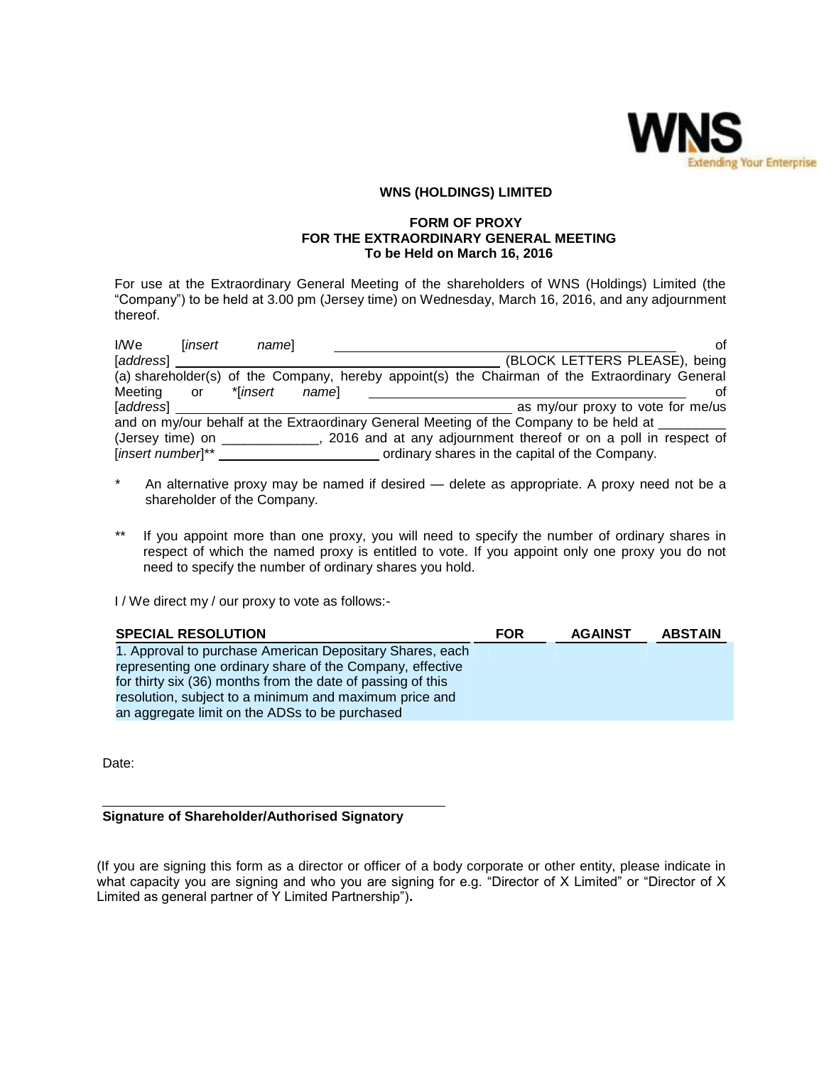**WNS (HOLDINGS) LIMITED**

**FORM OF PROXY**
**FOR THE EXTRAORDINARY GENERAL MEETING**
**To be Held on March 16, 2016**

For use at the Extraordinary General Meeting of the shareholders of WNS (Holdings) Limited (the "Company") to be held at 3.00 pm (Jersey time) on Wednesday, March 16, 2016, and any adjournment thereof.

I/We [*insert name*] ______________________________ of [*address*] ______________________________ (BLOCK LETTERS PLEASE), being (a) shareholder(s) of the Company, hereby appoint(s) the Chairman of the Extraordinary General Meeting or *[*insert name*] ______________________________ of [*address*] ______________________________ as my/our proxy to vote for me/us and on my/our behalf at the Extraordinary General Meeting of the Company to be held at _________ (Jersey time) on _____________, 2016 and at any adjournment thereof or on a poll in respect of [*insert number*]** ____________________ ordinary shares in the capital of the Company.

\* An alternative proxy may be named if desired — delete as appropriate. A proxy need not be a shareholder of the Company.

\*\* If you appoint more than one proxy, you will need to specify the number of ordinary shares in respect of which the named proxy is entitled to vote. If you appoint only one proxy you do not need to specify the number of ordinary shares you hold.

I / We direct my / our proxy to vote as follows:-

| SPECIAL RESOLUTION | FOR | AGAINST | ABSTAIN |
|---|---|---|---|
| 1. Approval to purchase American Depositary Shares, each representing one ordinary share of the Company, effective for thirty six (36) months from the date of passing of this resolution, subject to a minimum and maximum price and an aggregate limit on the ADSs to be purchased | | | |

Date:

______________________________

**Signature of Shareholder/Authorised Signatory**

(If you are signing this form as a director or officer of a body corporate or other entity, please indicate in what capacity you are signing and who you are signing for e.g. "Director of X Limited" or "Director of X Limited as general partner of Y Limited Partnership").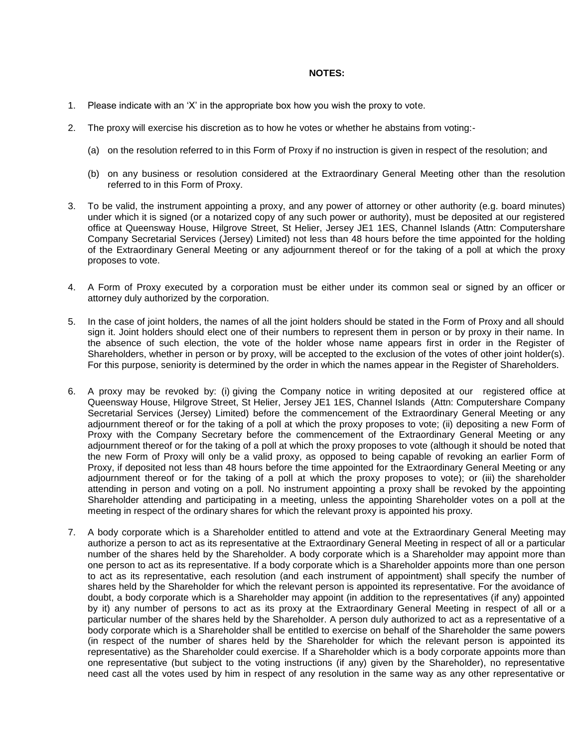**NOTES:**

1. Please indicate with an 'X' in the appropriate box how you wish the proxy to vote.

2. The proxy will exercise his discretion as to how he votes or whether he abstains from voting:-

   (a) on the resolution referred to in this Form of Proxy if no instruction is given in respect of the resolution; and

   (b) on any business or resolution considered at the Extraordinary General Meeting other than the resolution referred to in this Form of Proxy.

3. To be valid, the instrument appointing a proxy, and any power of attorney or other authority (e.g. board minutes) under which it is signed (or a notarized copy of any such power or authority), must be deposited at our registered office at Queensway House, Hilgrove Street, St Helier, Jersey JE1 1ES, Channel Islands (Attn: Computershare Company Secretarial Services (Jersey) Limited) not less than 48 hours before the time appointed for the holding of the Extraordinary General Meeting or any adjournment thereof or for the taking of a poll at which the proxy proposes to vote.

4. A Form of Proxy executed by a corporation must be either under its common seal or signed by an officer or attorney duly authorized by the corporation.

5. In the case of joint holders, the names of all the joint holders should be stated in the Form of Proxy and all should sign it. Joint holders should elect one of their numbers to represent them in person or by proxy in their name. In the absence of such election, the vote of the holder whose name appears first in order in the Register of Shareholders, whether in person or by proxy, will be accepted to the exclusion of the votes of other joint holder(s). For this purpose, seniority is determined by the order in which the names appear in the Register of Shareholders.

6. A proxy may be revoked by: (i) giving the Company notice in writing deposited at our registered office at Queensway House, Hilgrove Street, St Helier, Jersey JE1 1ES, Channel Islands (Attn: Computershare Company Secretarial Services (Jersey) Limited) before the commencement of the Extraordinary General Meeting or any adjournment thereof or for the taking of a poll at which the proxy proposes to vote; (ii) depositing a new Form of Proxy with the Company Secretary before the commencement of the Extraordinary General Meeting or any adjournment thereof or for the taking of a poll at which the proxy proposes to vote (although it should be noted that the new Form of Proxy will only be a valid proxy, as opposed to being capable of revoking an earlier Form of Proxy, if deposited not less than 48 hours before the time appointed for the Extraordinary General Meeting or any adjournment thereof or for the taking of a poll at which the proxy proposes to vote); or (iii) the shareholder attending in person and voting on a poll. No instrument appointing a proxy shall be revoked by the appointing Shareholder attending and participating in a meeting, unless the appointing Shareholder votes on a poll at the meeting in respect of the ordinary shares for which the relevant proxy is appointed his proxy.

7. A body corporate which is a Shareholder entitled to attend and vote at the Extraordinary General Meeting may authorize a person to act as its representative at the Extraordinary General Meeting in respect of all or a particular number of the shares held by the Shareholder. A body corporate which is a Shareholder may appoint more than one person to act as its representative. If a body corporate which is a Shareholder appoints more than one person to act as its representative, each resolution (and each instrument of appointment) shall specify the number of shares held by the Shareholder for which the relevant person is appointed its representative. For the avoidance of doubt, a body corporate which is a Shareholder may appoint (in addition to the representatives (if any) appointed by it) any number of persons to act as its proxy at the Extraordinary General Meeting in respect of all or a particular number of the shares held by the Shareholder. A person duly authorized to act as a representative of a body corporate which is a Shareholder shall be entitled to exercise on behalf of the Shareholder the same powers (in respect of the number of shares held by the Shareholder for which the relevant person is appointed its representative) as the Shareholder could exercise. If a Shareholder which is a body corporate appoints more than one representative (but subject to the voting instructions (if any) given by the Shareholder), no representative need cast all the votes used by him in respect of any resolution in the same way as any other representative or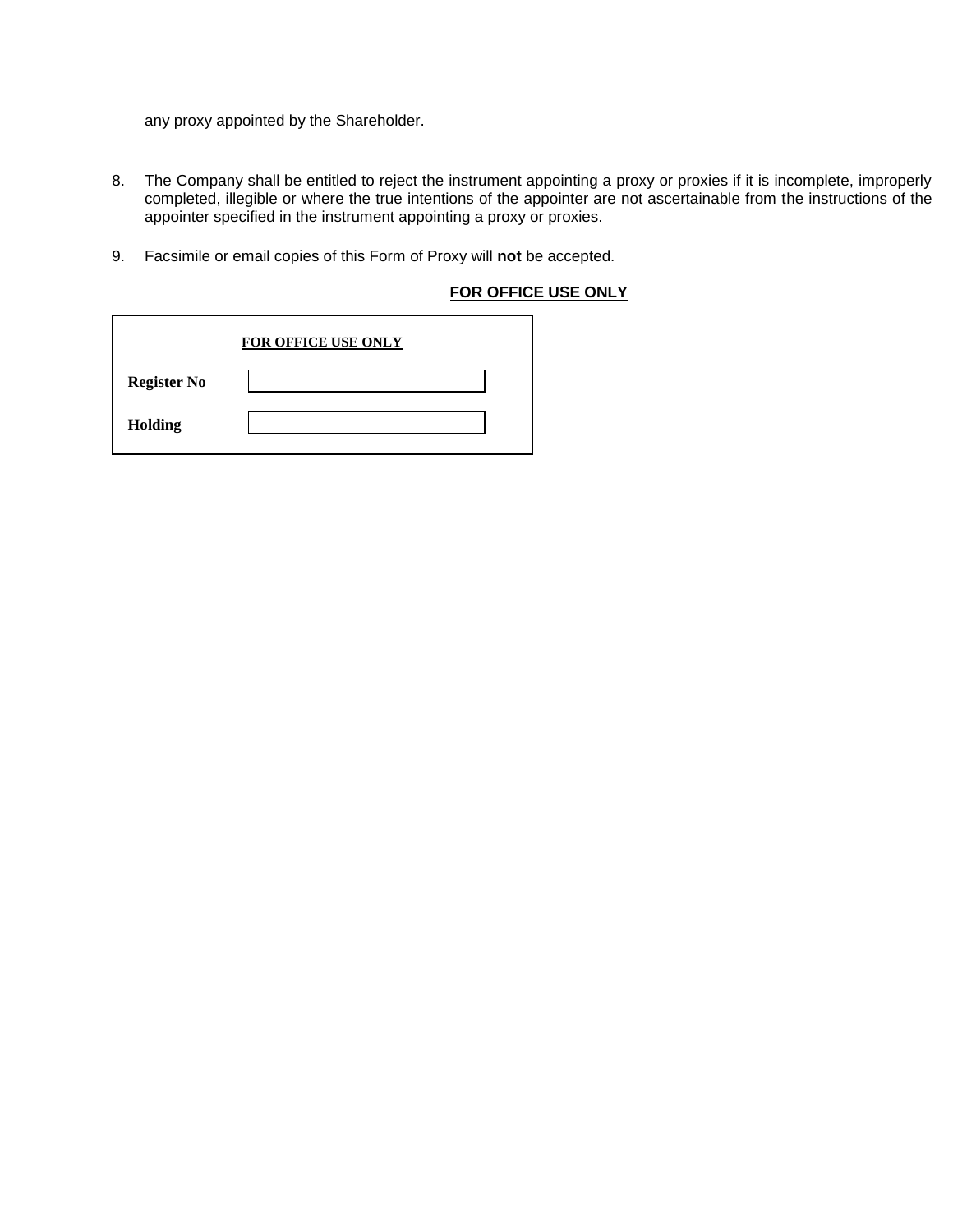any proxy appointed by the Shareholder.

8. The Company shall be entitled to reject the instrument appointing a proxy or proxies if it is incomplete, improperly completed, illegible or where the true intentions of the appointer are not ascertainable from the instructions of the appointer specified in the instrument appointing a proxy or proxies.

9. Facsimile or email copies of this Form of Proxy will **not** be accepted.

**FOR OFFICE USE ONLY**

**FOR OFFICE USE ONLY**

| | |
|---|---|
| **Register No** | |
| **Holding** | |